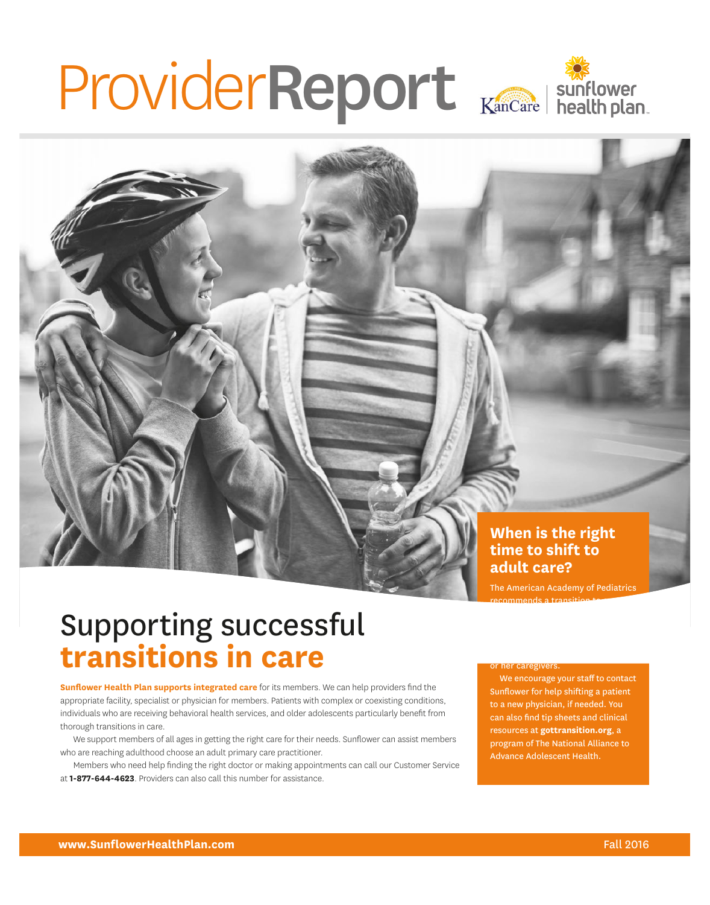# ProviderReport

## Supporting successful **transitions in care**

**Sunflower Health Plan supports integrated care** for its members. We can help providers find the appropriate facility, specialist or physician for members. Patients with complex or coexisting conditions, individuals who are receiving behavioral health services, and older adolescents particularly benefit from thorough transitions in care.

We support members of all ages in getting the right care for their needs. Sunflower can assist members who are reaching adulthood choose an adult primary care practitioner.

Members who need help finding the right doctor or making appointments can call our Customer Service at **1-877-644-4623**. Providers can also call this number for assistance.

### When is the right time to shift to adult care?

The American Academy of Pediatrics recommends a transition to

or her caregivers.

We encourage your staff to contact Sunflower for help shifting a patient to a new physician, if needed. You can also find tip sheets and clinical resources at **gottransition.org**, a program of The National Alliance to Advance Adolescent Health.

**www.SunflowerHealthPlan.com** Fall 2016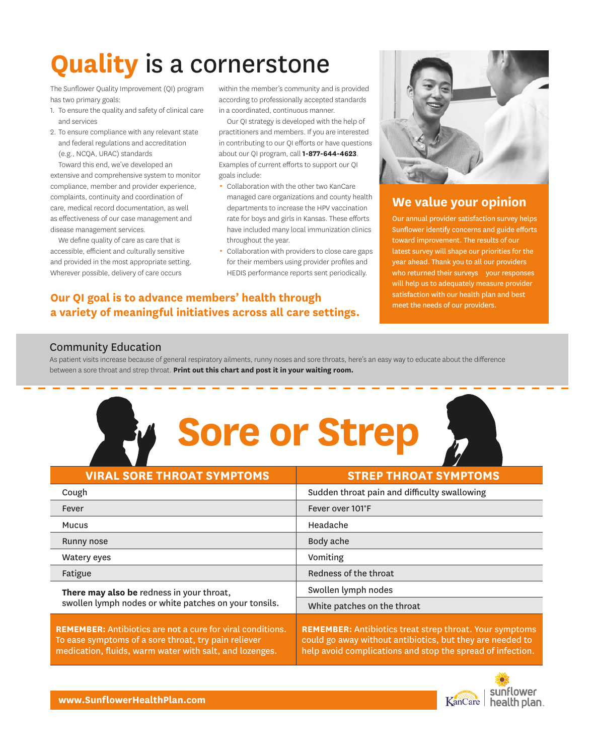# Quality is a cornerstone

The Sunflower Quality Improvement (QI) program has two primary goals:

1. To ensure the quality and safety of clinical care and services
2. To ensure compliance with any relevant state and federal regulations and accreditation (e.g., NCQA, URAC) standards

Toward this end, we've developed an extensive and comprehensive system to monitor compliance, member and provider experience, complaints, continuity and coordination of care, medical record documentation, as well as effectiveness of our case management and disease management services.

We define quality of care as care that is accessible, efficient and culturally sensitive and provided in the most appropriate setting. Wherever possible, delivery of care occurs within the member's community and is provided according to professionally accepted standards in a coordinated, continuous manner.

Our QI strategy is developed with the help of practitioners and members. If you are interested in contributing to our QI efforts or have questions about our QI program, call **1-877-644-4623**. Examples of current efforts to support our QI goals include:

- Collaboration with the other two KanCare managed care organizations and county health departments to increase the HPV vaccination rate for boys and girls in Kansas. These efforts have included many local immunization clinics throughout the year.
- Collaboration with providers to close care gaps for their members using provider profiles and HEDIS performance reports sent periodically.

**Our QI goal is to advance members' health through a variety of meaningful initiatives across all care settings.**

## We value your opinion

Our annual provider satisfaction survey helps Sunflower identify concerns and guide efforts toward improvement. The results of our latest survey will shape our priorities for the year ahead. Thank you to all our providers who returned their surveys your responses will help us to adequately measure provider satisfaction with our health plan and best meet the needs of our providers.

## Community Education

As patient visits increase because of general respiratory ailments, runny noses and sore throats, here's an easy way to educate about the difference between a sore throat and strep throat. **Print out this chart and post it in your waiting room.**

# Sore or Strep

| VIRAL SORE THROAT SYMPTOMS | STREP THROAT SYMPTOMS |
|---|---|
| Cough | Sudden throat pain and difficulty swallowing |
| Fever | Fever over 101°F |
| Mucus | Headache |
| Runny nose | Body ache |
| Watery eyes | Vomiting |
| Fatigue | Redness of the throat |
| **There may also be** redness in your throat, swollen lymph nodes or white patches on your tonsils. | Swollen lymph nodes |
| | White patches on the throat |
| **REMEMBER:** Antibiotics are not a cure for viral conditions. To ease symptoms of a sore throat, try pain reliever medication, fluids, warm water with salt, and lozenges. | **REMEMBER:** Antibiotics treat strep throat. Your symptoms could go away without antibiotics, but they are needed to help avoid complications and stop the spread of infection. |

**www.SunflowerHealthPlan.com**

KanCare | sunflower health plan.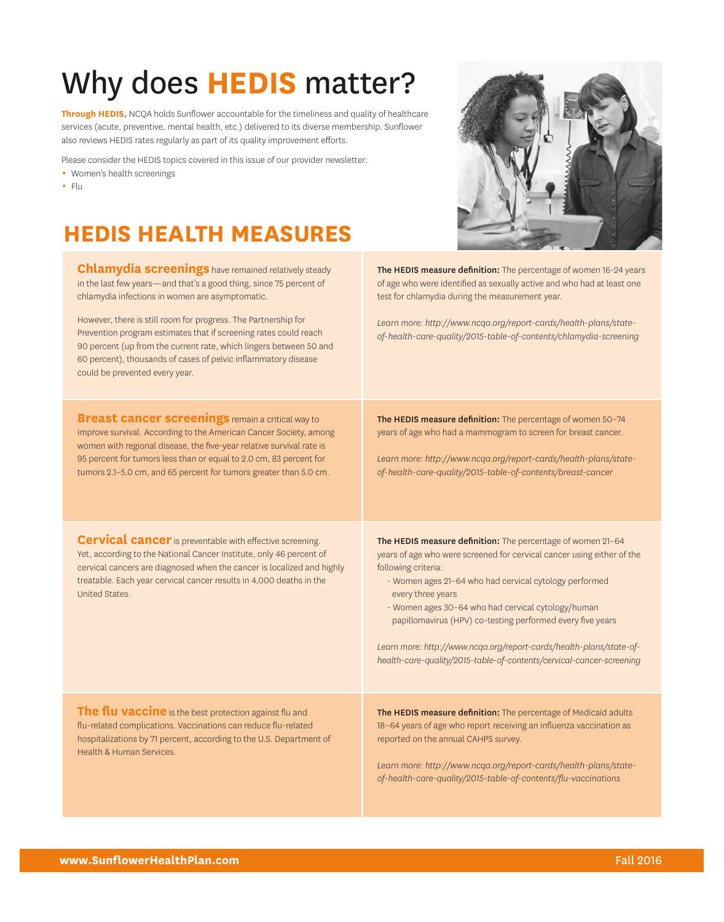# Why does **HEDIS** matter?

**Through HEDIS,** NCQA holds Sunflower accountable for the timeliness and quality of healthcare services (acute, preventive, mental health, etc.) delivered to its diverse membership. Sunflower also reviews HEDIS rates regularly as part of its quality improvement efforts.

Please consider the HEDIS topics covered in this issue of our provider newsletter:

- Women's health screenings
- Flu

## HEDIS HEALTH MEASURES

**Chlamydia screenings** have remained relatively steady in the last few years—and that's a good thing, since 75 percent of chlamydia infections in women are asymptomatic.

However, there is still room for progress. The Partnership for Prevention program estimates that if screening rates could reach 90 percent (up from the current rate, which lingers between 50 and 60 percent), thousands of cases of pelvic inflammatory disease could be prevented every year.

**The HEDIS measure definition:** The percentage of women 16-24 years of age who were identified as sexually active and who had at least one test for chlamydia during the measurement year.

*Learn more: http://www.ncqa.org/report-cards/health-plans/state-of-health-care-quality/2015-table-of-contents/chlamydia-screening*

**Breast cancer screenings** remain a critical way to improve survival. According to the American Cancer Society, among women with regional disease, the five-year relative survival rate is 95 percent for tumors less than or equal to 2.0 cm, 83 percent for tumors 2.1–5.0 cm, and 65 percent for tumors greater than 5.0 cm.

**The HEDIS measure definition:** The percentage of women 50–74 years of age who had a mammogram to screen for breast cancer.

*Learn more: http://www.ncqa.org/report-cards/health-plans/state-of-health-care-quality/2015-table-of-contents/breast-cancer*

**Cervical cancer** is preventable with effective screening. Yet, according to the National Cancer Institute, only 46 percent of cervical cancers are diagnosed when the cancer is localized and highly treatable. Each year cervical cancer results in 4,000 deaths in the United States.

**The HEDIS measure definition:** The percentage of women 21–64 years of age who were screened for cervical cancer using either of the following criteria:

- Women ages 21–64 who had cervical cytology performed every three years
- Women ages 30–64 who had cervical cytology/human papillomavirus (HPV) co-testing performed every five years

*Learn more: http://www.ncqa.org/report-cards/health-plans/state-of-health-care-quality/2015-table-of-contents/cervical-cancer-screening*

**The flu vaccine** is the best protection against flu and flu-related complications. Vaccinations can reduce flu-related hospitalizations by 71 percent, according to the U.S. Department of Health & Human Services.

**The HEDIS measure definition:** The percentage of Medicaid adults 18–64 years of age who report receiving an influenza vaccination as reported on the annual CAHPS survey.

*Learn more: http://www.ncqa.org/report-cards/health-plans/state-of-health-care-quality/2015-table-of-contents/flu-vaccinations*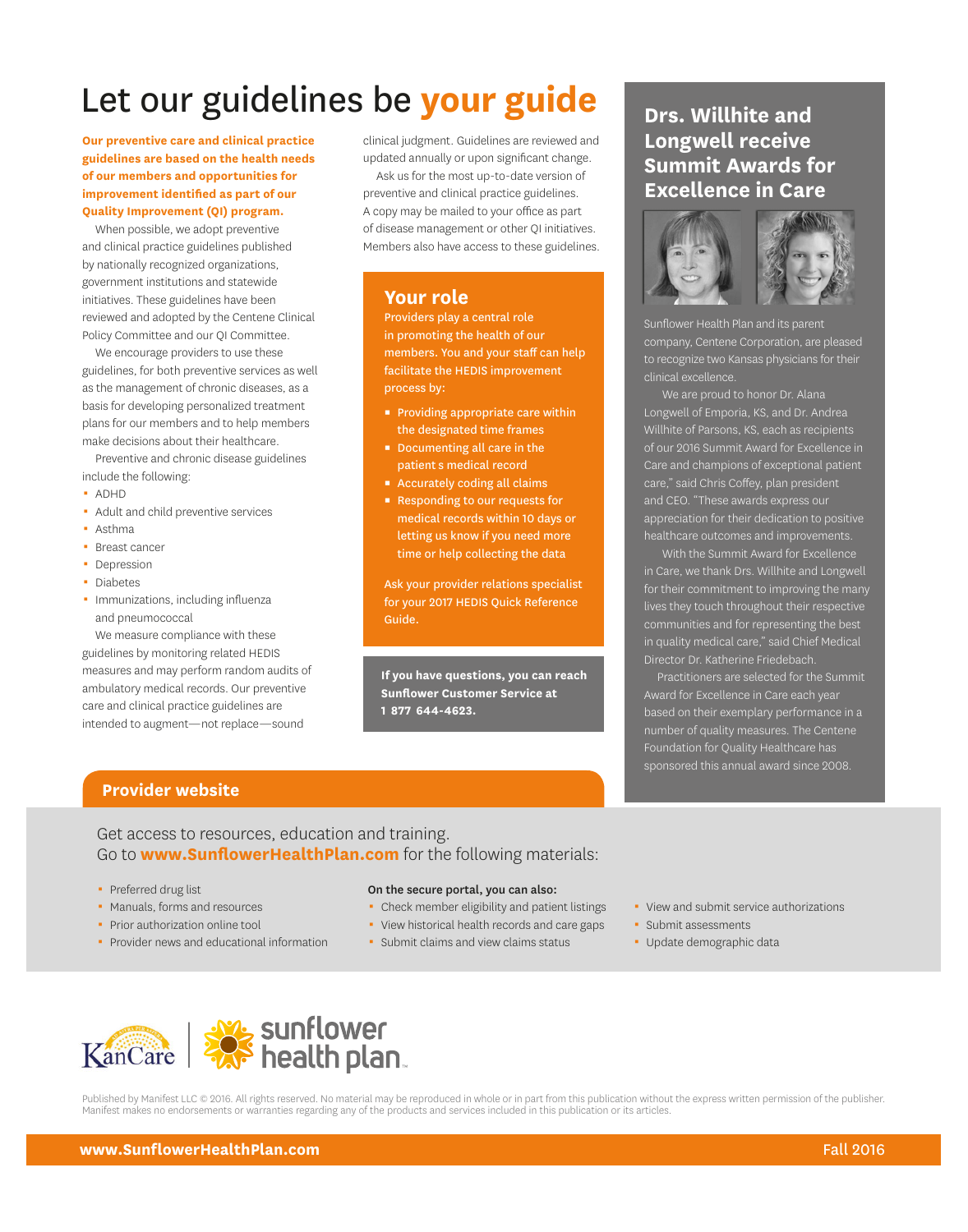# Let our guidelines be your guide

**Our preventive care and clinical practice guidelines are based on the health needs of our members and opportunities for improvement identified as part of our Quality Improvement (QI) program.**

When possible, we adopt preventive and clinical practice guidelines published by nationally recognized organizations, government institutions and statewide initiatives. These guidelines have been reviewed and adopted by the Centene Clinical Policy Committee and our QI Committee.

We encourage providers to use these guidelines, for both preventive services as well as the management of chronic diseases, as a basis for developing personalized treatment plans for our members and to help members make decisions about their healthcare.

Preventive and chronic disease guidelines include the following:

- ADHD
- Adult and child preventive services
- Asthma
- Breast cancer
- Depression
- Diabetes
- Immunizations, including influenza and pneumococcal

We measure compliance with these guidelines by monitoring related HEDIS measures and may perform random audits of ambulatory medical records. Our preventive care and clinical practice guidelines are intended to augment—not replace—sound clinical judgment. Guidelines are reviewed and updated annually or upon significant change.

Ask us for the most up-to-date version of preventive and clinical practice guidelines. A copy may be mailed to your office as part of disease management or other QI initiatives. Members also have access to these guidelines.

## Your role

Providers play a central role in promoting the health of our members. You and your staff can help facilitate the HEDIS improvement process by:

- Providing appropriate care within the designated time frames
- Documenting all care in the patient s medical record
- Accurately coding all claims
- Responding to our requests for medical records within 10 days or letting us know if you need more time or help collecting the data

Ask your provider relations specialist for your 2017 HEDIS Quick Reference Guide.

**If you have questions, you can reach Sunflower Customer Service at 1 877 644-4623.**

## Drs. Willhite and Longwell receive Summit Awards for Excellence in Care

Sunflower Health Plan and its parent company, Centene Corporation, are pleased to recognize two Kansas physicians for their clinical excellence.

We are proud to honor Dr. Alana Longwell of Emporia, KS, and Dr. Andrea Willhite of Parsons, KS, each as recipients of our 2016 Summit Award for Excellence in Care and champions of exceptional patient care," said Chris Coffey, plan president and CEO. "These awards express our appreciation for their dedication to positive healthcare outcomes and improvements.

With the Summit Award for Excellence in Care, we thank Drs. Willhite and Longwell for their commitment to improving the many lives they touch throughout their respective communities and for representing the best in quality medical care," said Chief Medical Director Dr. Katherine Friedebach.

Practitioners are selected for the Summit Award for Excellence in Care each year based on their exemplary performance in a number of quality measures. The Centene Foundation for Quality Healthcare has sponsored this annual award since 2008.

## Provider website

Get access to resources, education and training.
Go to **www.SunflowerHealthPlan.com** for the following materials:

- Preferred drug list
- Manuals, forms and resources
- Prior authorization online tool
- Provider news and educational information

**On the secure portal, you can also:**

- Check member eligibility and patient listings
- View historical health records and care gaps
- Submit claims and view claims status
- View and submit service authorizations
- Submit assessments
- Update demographic data

KanCare | sunflower health plan

Published by Manifest LLC © 2016. All rights reserved. No material may be reproduced in whole or in part from this publication without the express written permission of the publisher. Manifest makes no endorsements or warranties regarding any of the products and services included in this publication or its articles.